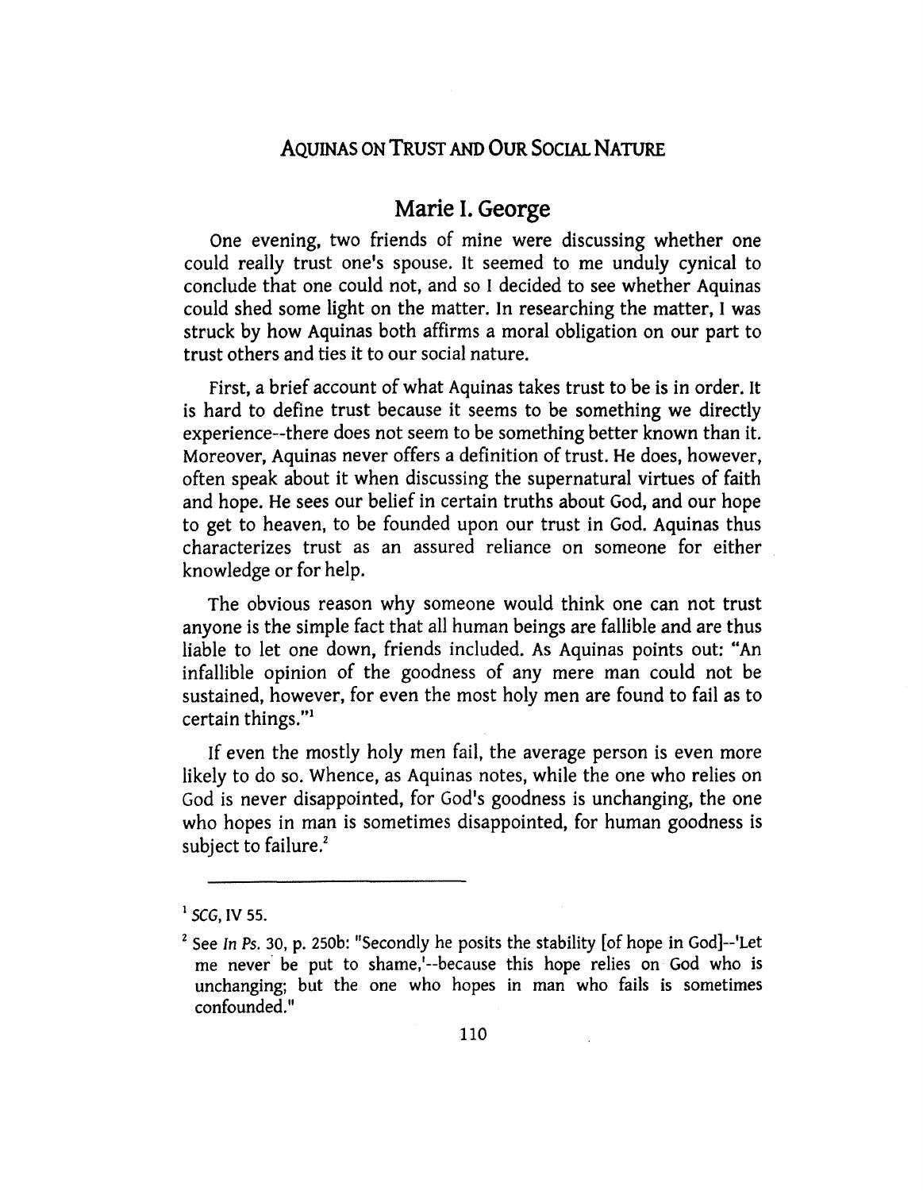# Aquinas on Trust and Our Social Nature

## Marie I. George

One evening, two friends of mine were discussing whether one could really trust one's spouse. It seemed to me unduly cynical to conclude that one could not, and so I decided to see whether Aquinas could shed some light on the matter. In researching the matter, I was struck by how Aquinas both affirms a moral obligation on our part to trust others and ties it to our social nature.

First, a brief account of what Aquinas takes trust to be is in order. It is hard to define trust because it seems to be something we directly experience--there does not seem to be something better known than it. Moreover, Aquinas never offers a definition of trust. He does, however, often speak about it when discussing the supernatural virtues of faith and hope. He sees our belief in certain truths about God, and our hope to get to heaven, to be founded upon our trust in God. Aquinas thus characterizes trust as an assured reliance on someone for either knowledge or for help.

The obvious reason why someone would think one can not trust anyone is the simple fact that all human beings are fallible and are thus liable to let one down, friends included. As Aquinas points out: "An infallible opinion of the goodness of any mere man could not be sustained, however, for even the most holy men are found to fail as to certain things."[1]

If even the mostly holy men fail, the average person is even more likely to do so. Whence, as Aquinas notes, while the one who relies on God is never disappointed, for God's goodness is unchanging, the one who hopes in man is sometimes disappointed, for human goodness is subject to failure.[2]

---

[1] *SCG*, IV 55.

[2] See *In Ps.* 30, p. 250b: "Secondly he posits the stability [of hope in God]--'Let me never be put to shame,'--because this hope relies on God who is unchanging; but the one who hopes in man who fails is sometimes confounded."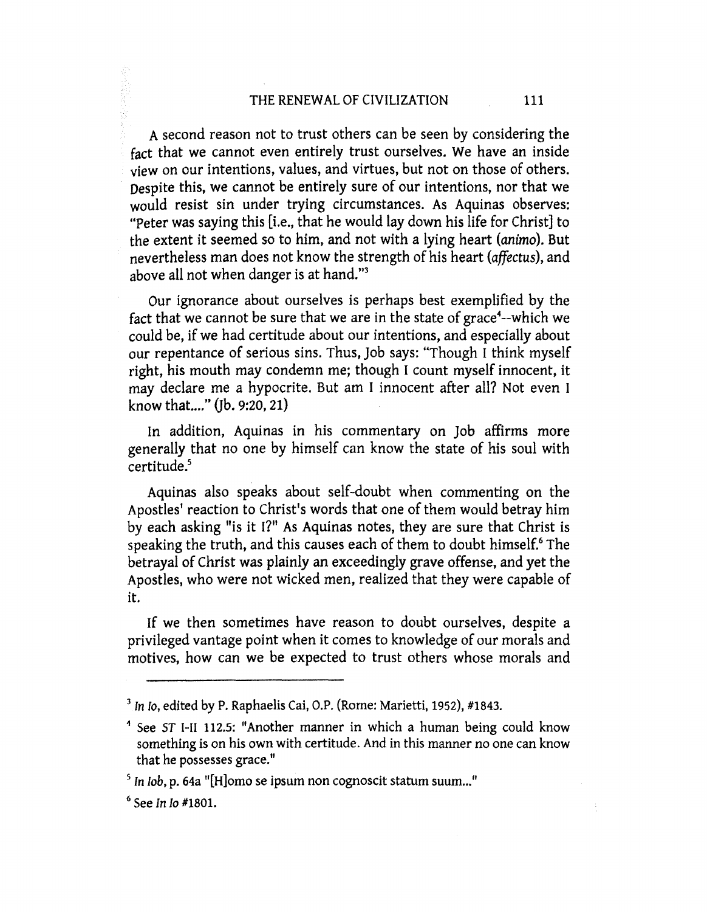A second reason not to trust others can be seen by considering the fact that we cannot even entirely trust ourselves. We have an inside view on our intentions, values, and virtues, but not on those of others. Despite this, we cannot be entirely sure of our intentions, nor that we would resist sin under trying circumstances. As Aquinas observes: "Peter was saying this [i.e., that he would lay down his life for Christ] to the extent it seemed so to him, and not with a lying heart (*animo*). But nevertheless man does not know the strength of his heart (*affectus*), and above all not when danger is at hand."[3]

Our ignorance about ourselves is perhaps best exemplified by the fact that we cannot be sure that we are in the state of grace[4]--which we could be, if we had certitude about our intentions, and especially about our repentance of serious sins. Thus, Job says: "Though I think myself right, his mouth may condemn me; though I count myself innocent, it may declare me a hypocrite. But am I innocent after all? Not even I know that...." (Jb. 9:20, 21)

In addition, Aquinas in his commentary on Job affirms more generally that no one by himself can know the state of his soul with certitude.[5]

Aquinas also speaks about self-doubt when commenting on the Apostles' reaction to Christ's words that one of them would betray him by each asking "is it I?" As Aquinas notes, they are sure that Christ is speaking the truth, and this causes each of them to doubt himself.[6] The betrayal of Christ was plainly an exceedingly grave offense, and yet the Apostles, who were not wicked men, realized that they were capable of it.

If we then sometimes have reason to doubt ourselves, despite a privileged vantage point when it comes to knowledge of our morals and motives, how can we be expected to trust others whose morals and

---

[3] *In Io*, edited by P. Raphaelis Cai, O.P. (Rome: Marietti, 1952), #1843.

[4] See *ST* I-II 112.5: "Another manner in which a human being could know something is on his own with certitude. And in this manner no one can know that he possesses grace."

[5] *In Iob*, p. 64a "[H]omo se ipsum non cognoscit statum suum..."

[6] See *In Io* #1801.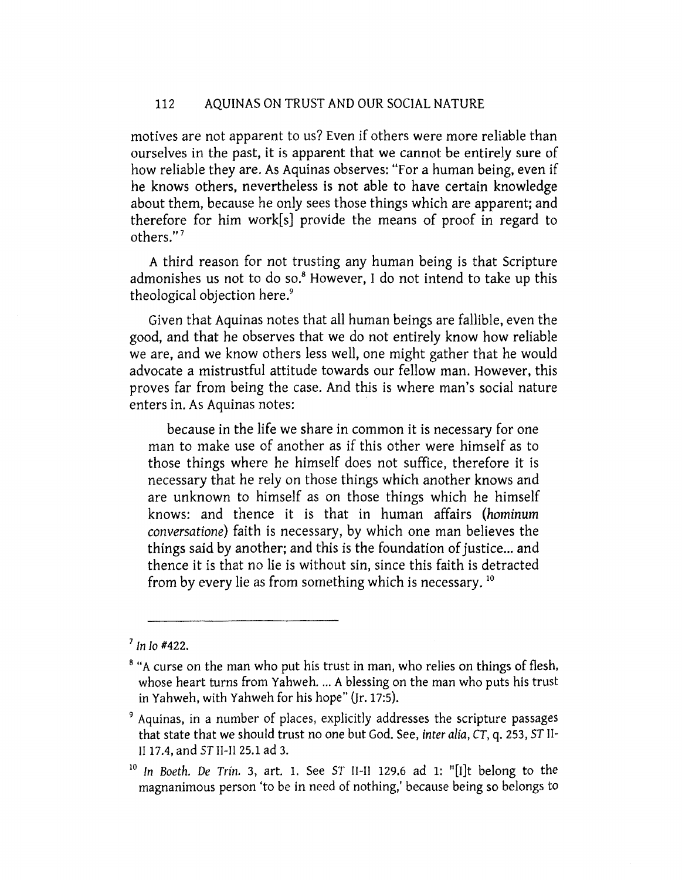motives are not apparent to us? Even if others were more reliable than ourselves in the past, it is apparent that we cannot be entirely sure of how reliable they are. As Aquinas observes: "For a human being, even if he knows others, nevertheless is not able to have certain knowledge about them, because he only sees those things which are apparent; and therefore for him work[s] provide the means of proof in regard to others."[7]

A third reason for not trusting any human being is that Scripture admonishes us not to do so.[8] However, I do not intend to take up this theological objection here.[9]

Given that Aquinas notes that all human beings are fallible, even the good, and that he observes that we do not entirely know how reliable we are, and we know others less well, one might gather that he would advocate a mistrustful attitude towards our fellow man. However, this proves far from being the case. And this is where man's social nature enters in. As Aquinas notes:

> because in the life we share in common it is necessary for one man to make use of another as if this other were himself as to those things where he himself does not suffice, therefore it is necessary that he rely on those things which another knows and are unknown to himself as on those things which he himself knows: and thence it is that in human affairs (*hominum conversatione*) faith is necessary, by which one man believes the things said by another; and this is the foundation of justice... and thence it is that no lie is without sin, since this faith is detracted from by every lie as from something which is necessary.[10]

---

[7] *In Io* #422.

[8] "A curse on the man who put his trust in man, who relies on things of flesh, whose heart turns from Yahweh. ... A blessing on the man who puts his trust in Yahweh, with Yahweh for his hope" (Jr. 17:5).

[9] Aquinas, in a number of places, explicitly addresses the scripture passages that state that we should trust no one but God. See, *inter alia*, *CT*, q. 253, *ST* II-II 17.4, and *ST* II-II 25.1 ad 3.

[10] *In Boeth. De Trin.* 3, art. 1. See *ST* II-II 129.6 ad 1: "[I]t belong to the magnanimous person 'to be in need of nothing,' because being so belongs to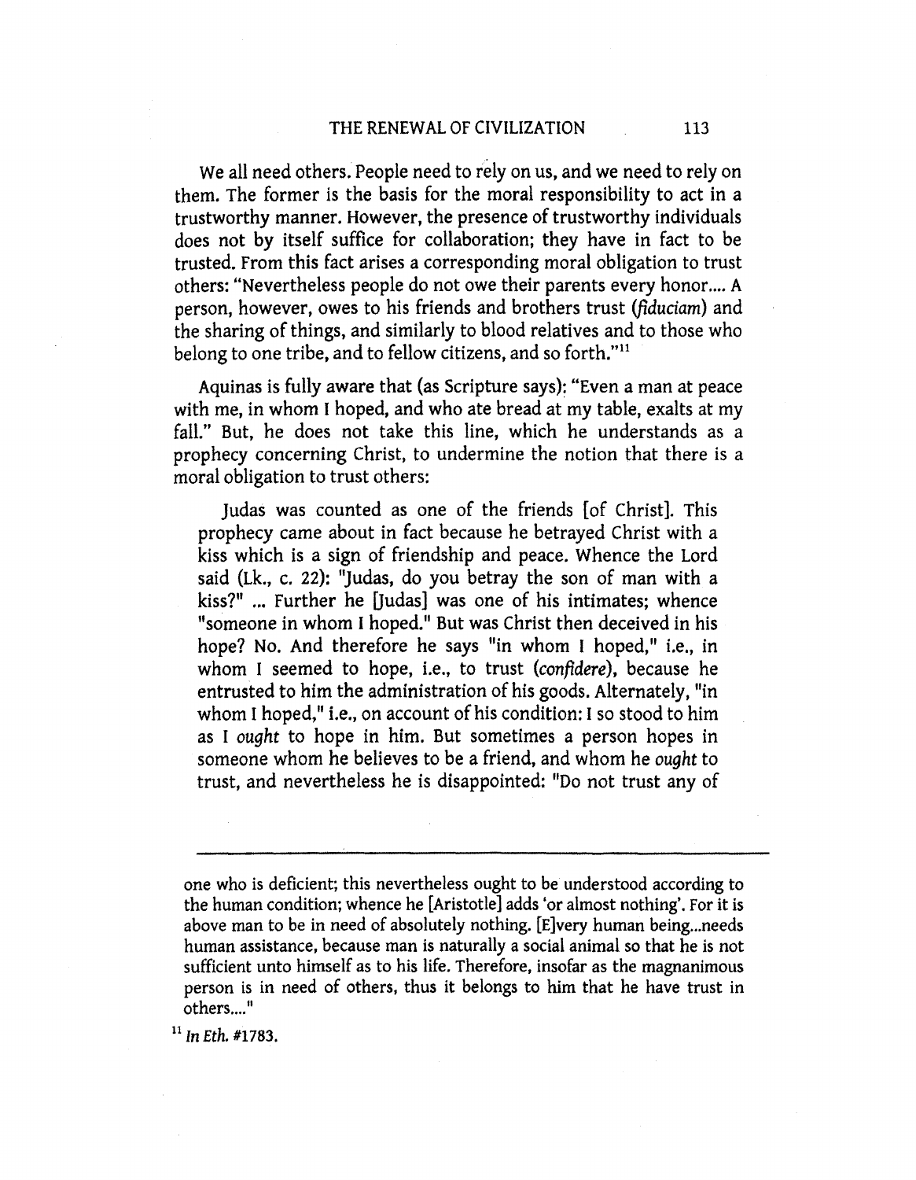We all need others. People need to rely on us, and we need to rely on them. The former is the basis for the moral responsibility to act in a trustworthy manner. However, the presence of trustworthy individuals does not by itself suffice for collaboration; they have in fact to be trusted. From this fact arises a corresponding moral obligation to trust others: "Nevertheless people do not owe their parents every honor.... A person, however, owes to his friends and brothers trust (*fiduciam*) and the sharing of things, and similarly to blood relatives and to those who belong to one tribe, and to fellow citizens, and so forth."[11]

Aquinas is fully aware that (as Scripture says): "Even a man at peace with me, in whom I hoped, and who ate bread at my table, exalts at my fall." But, he does not take this line, which he understands as a prophecy concerning Christ, to undermine the notion that there is a moral obligation to trust others:

> Judas was counted as one of the friends [of Christ]. This prophecy came about in fact because he betrayed Christ with a kiss which is a sign of friendship and peace. Whence the Lord said (Lk., c. 22): "Judas, do you betray the son of man with a kiss?" ... Further he [Judas] was one of his intimates; whence "someone in whom I hoped." But was Christ then deceived in his hope? No. And therefore he says "in whom I hoped," i.e., in whom I seemed to hope, i.e., to trust (*confidere*), because he entrusted to him the administration of his goods. Alternately, "in whom I hoped," i.e., on account of his condition: I so stood to him as I *ought* to hope in him. But sometimes a person hopes in someone whom he believes to be a friend, and whom he *ought* to trust, and nevertheless he is disappointed: "Do not trust any of

---

one who is deficient; this nevertheless ought to be understood according to the human condition; whence he [Aristotle] adds 'or almost nothing'. For it is above man to be in need of absolutely nothing. [E]very human being...needs human assistance, because man is naturally a social animal so that he is not sufficient unto himself as to his life. Therefore, insofar as the magnanimous person is in need of others, thus it belongs to him that he have trust in others...."

[11] *In Eth.* #1783.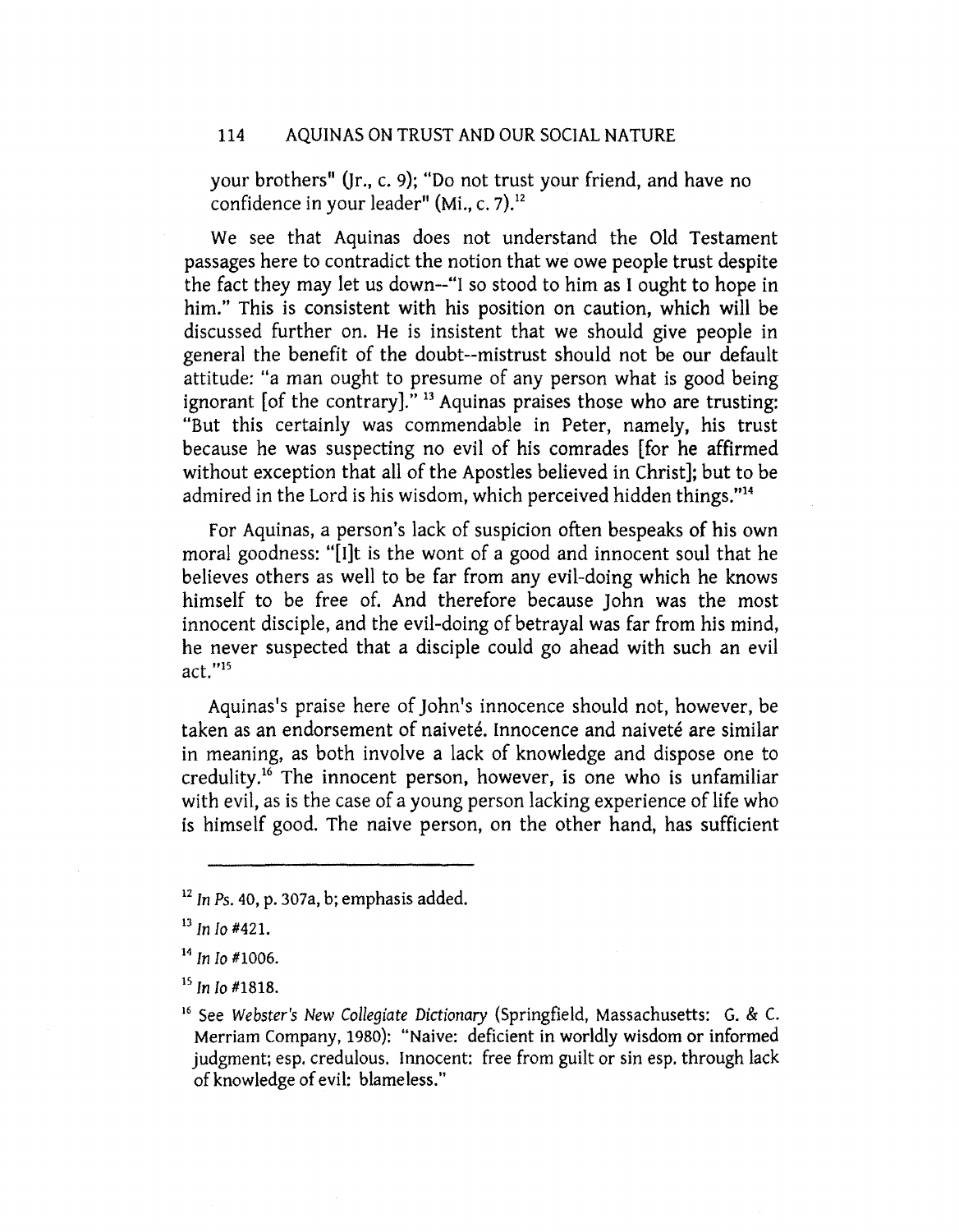your brothers" (Jr., c. 9); "Do not trust your friend, and have no confidence in your leader" (Mi., c. 7).[12]

We see that Aquinas does not understand the Old Testament passages here to contradict the notion that we owe people trust despite the fact they may let us down--"I so stood to him as I ought to hope in him." This is consistent with his position on caution, which will be discussed further on. He is insistent that we should give people in general the benefit of the doubt--mistrust should not be our default attitude: "a man ought to presume of any person what is good being ignorant [of the contrary]."[13] Aquinas praises those who are trusting: "But this certainly was commendable in Peter, namely, his trust because he was suspecting no evil of his comrades [for he affirmed without exception that all of the Apostles believed in Christ]; but to be admired in the Lord is his wisdom, which perceived hidden things."[14]

For Aquinas, a person's lack of suspicion often bespeaks of his own moral goodness: "[I]t is the wont of a good and innocent soul that he believes others as well to be far from any evil-doing which he knows himself to be free of. And therefore because John was the most innocent disciple, and the evil-doing of betrayal was far from his mind, he never suspected that a disciple could go ahead with such an evil act."[15]

Aquinas's praise here of John's innocence should not, however, be taken as an endorsement of naiveté. Innocence and naiveté are similar in meaning, as both involve a lack of knowledge and dispose one to credulity.[16] The innocent person, however, is one who is unfamiliar with evil, as is the case of a young person lacking experience of life who is himself good. The naive person, on the other hand, has sufficient

---

[12] *In Ps.* 40, p. 307a, b; emphasis added.

[13] *In Io* #421.

[14] *In Io* #1006.

[15] *In Io* #1818.

[16] See *Webster's New Collegiate Dictionary* (Springfield, Massachusetts: G. & C. Merriam Company, 1980): "Naive: deficient in worldly wisdom or informed judgment; esp. credulous. Innocent: free from guilt or sin esp. through lack of knowledge of evil: blameless."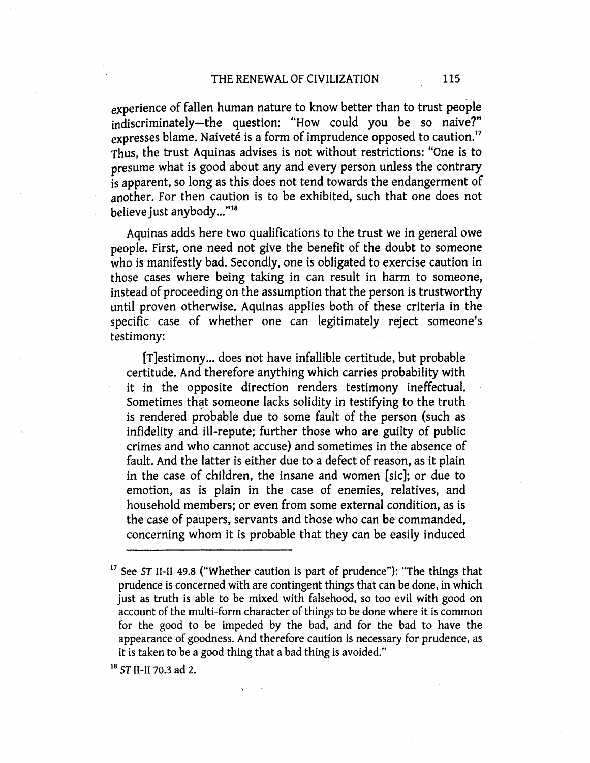experience of fallen human nature to know better than to trust people indiscriminately—the question: "How could you be so naive?" expresses blame. Naiveté is a form of imprudence opposed to caution.[17] Thus, the trust Aquinas advises is not without restrictions: "One is to presume what is good about any and every person unless the contrary is apparent, so long as this does not tend towards the endangerment of another. For then caution is to be exhibited, such that one does not believe just anybody..."[18]

Aquinas adds here two qualifications to the trust we in general owe people. First, one need not give the benefit of the doubt to someone who is manifestly bad. Secondly, one is obligated to exercise caution in those cases where being taking in can result in harm to someone, instead of proceeding on the assumption that the person is trustworthy until proven otherwise. Aquinas applies both of these criteria in the specific case of whether one can legitimately reject someone's testimony:

> [T]estimony... does not have infallible certitude, but probable certitude. And therefore anything which carries probability with it in the opposite direction renders testimony ineffectual. Sometimes that someone lacks solidity in testifying to the truth is rendered probable due to some fault of the person (such as infidelity and ill-repute; further those who are guilty of public crimes and who cannot accuse) and sometimes in the absence of fault. And the latter is either due to a defect of reason, as it plain in the case of children, the insane and women [sic]; or due to emotion, as is plain in the case of enemies, relatives, and household members; or even from some external condition, as is the case of paupers, servants and those who can be commanded, concerning whom it is probable that they can be easily induced

---

[17] See *ST* II-II 49.8 ("Whether caution is part of prudence"): "The things that prudence is concerned with are contingent things that can be done, in which just as truth is able to be mixed with falsehood, so too evil with good on account of the multi-form character of things to be done where it is common for the good to be impeded by the bad, and for the bad to have the appearance of goodness. And therefore caution is necessary for prudence, as it is taken to be a good thing that a bad thing is avoided."

[18] *ST* II-II 70.3 ad 2.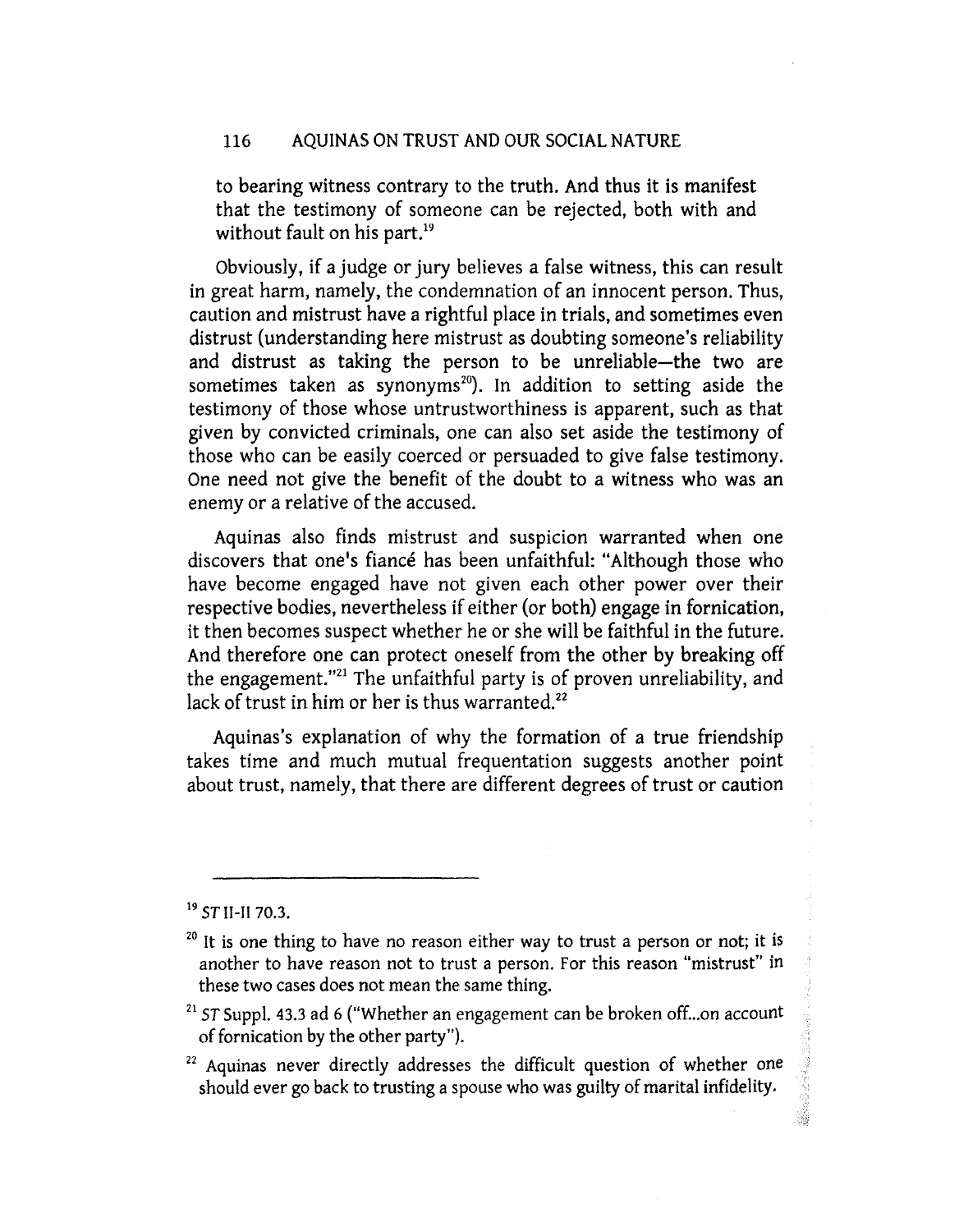to bearing witness contrary to the truth. And thus it is manifest that the testimony of someone can be rejected, both with and without fault on his part.[19]

Obviously, if a judge or jury believes a false witness, this can result in great harm, namely, the condemnation of an innocent person. Thus, caution and mistrust have a rightful place in trials, and sometimes even distrust (understanding here mistrust as doubting someone's reliability and distrust as taking the person to be unreliable—the two are sometimes taken as synonyms[20]). In addition to setting aside the testimony of those whose untrustworthiness is apparent, such as that given by convicted criminals, one can also set aside the testimony of those who can be easily coerced or persuaded to give false testimony. One need not give the benefit of the doubt to a witness who was an enemy or a relative of the accused.

Aquinas also finds mistrust and suspicion warranted when one discovers that one's fiancé has been unfaithful: "Although those who have become engaged have not given each other power over their respective bodies, nevertheless if either (or both) engage in fornication, it then becomes suspect whether he or she will be faithful in the future. And therefore one can protect oneself from the other by breaking off the engagement."[21] The unfaithful party is of proven unreliability, and lack of trust in him or her is thus warranted.[22]

Aquinas's explanation of why the formation of a true friendship takes time and much mutual frequentation suggests another point about trust, namely, that there are different degrees of trust or caution

---

[19] *ST* II-II 70.3.

[20] It is one thing to have no reason either way to trust a person or not; it is another to have reason not to trust a person. For this reason "mistrust" in these two cases does not mean the same thing.

[21] *ST* Suppl. 43.3 ad 6 ("Whether an engagement can be broken off...on account of fornication by the other party").

[22] Aquinas never directly addresses the difficult question of whether one should ever go back to trusting a spouse who was guilty of marital infidelity.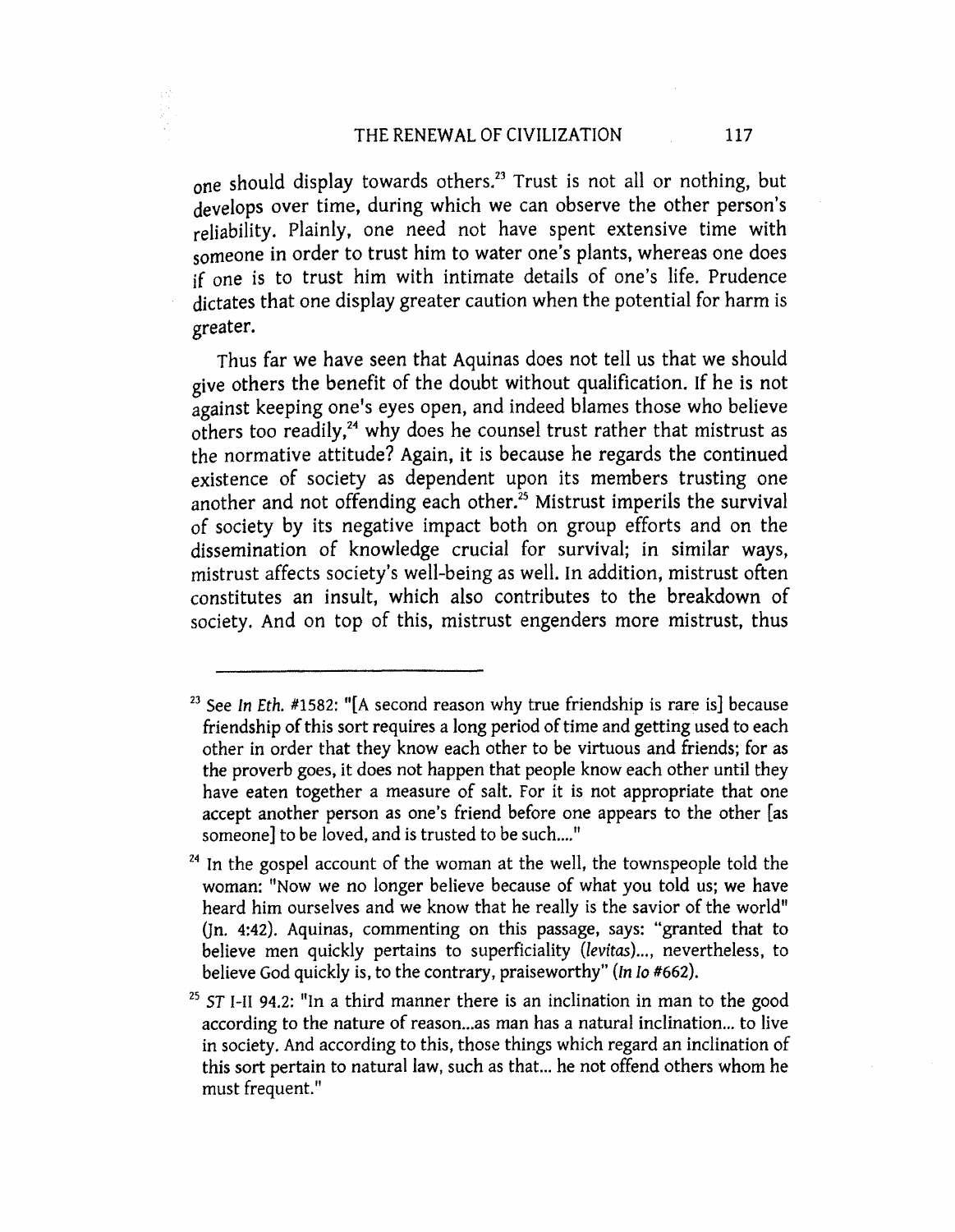one should display towards others.[23] Trust is not all or nothing, but develops over time, during which we can observe the other person's reliability. Plainly, one need not have spent extensive time with someone in order to trust him to water one's plants, whereas one does if one is to trust him with intimate details of one's life. Prudence dictates that one display greater caution when the potential for harm is greater.

Thus far we have seen that Aquinas does not tell us that we should give others the benefit of the doubt without qualification. If he is not against keeping one's eyes open, and indeed blames those who believe others too readily,[24] why does he counsel trust rather that mistrust as the normative attitude? Again, it is because he regards the continued existence of society as dependent upon its members trusting one another and not offending each other.[25] Mistrust imperils the survival of society by its negative impact both on group efforts and on the dissemination of knowledge crucial for survival; in similar ways, mistrust affects society's well-being as well. In addition, mistrust often constitutes an insult, which also contributes to the breakdown of society. And on top of this, mistrust engenders more mistrust, thus

---

[23] See *In Eth.* #1582: "[A second reason why true friendship is rare is] because friendship of this sort requires a long period of time and getting used to each other in order that they know each other to be virtuous and friends; for as the proverb goes, it does not happen that people know each other until they have eaten together a measure of salt. For it is not appropriate that one accept another person as one's friend before one appears to the other [as someone] to be loved, and is trusted to be such...."

[24] In the gospel account of the woman at the well, the townspeople told the woman: "Now we no longer believe because of what you told us; we have heard him ourselves and we know that he really is the savior of the world" (Jn. 4:42). Aquinas, commenting on this passage, says: "granted that to believe men quickly pertains to superficiality (*levitas*)..., nevertheless, to believe God quickly is, to the contrary, praiseworthy" (*In Io* #662).

[25] *ST* I-II 94.2: "In a third manner there is an inclination in man to the good according to the nature of reason...as man has a natural inclination... to live in society. And according to this, those things which regard an inclination of this sort pertain to natural law, such as that... he not offend others whom he must frequent."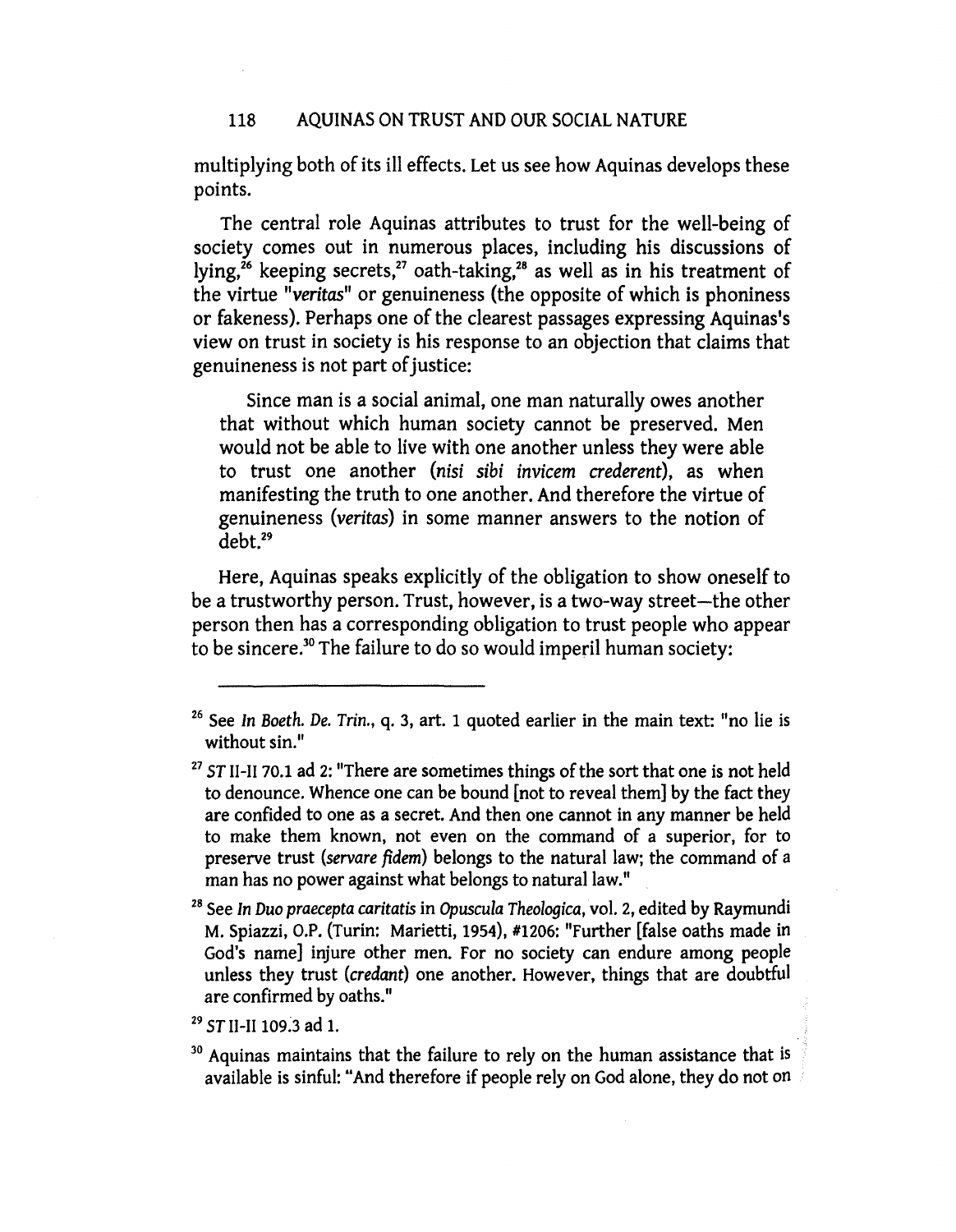multiplying both of its ill effects. Let us see how Aquinas develops these points.

The central role Aquinas attributes to trust for the well-being of society comes out in numerous places, including his discussions of lying,[26] keeping secrets,[27] oath-taking,[28] as well as in his treatment of the virtue "*veritas*" or genuineness (the opposite of which is phoniness or fakeness). Perhaps one of the clearest passages expressing Aquinas's view on trust in society is his response to an objection that claims that genuineness is not part of justice:

> Since man is a social animal, one man naturally owes another that without which human society cannot be preserved. Men would not be able to live with one another unless they were able to trust one another (*nisi sibi invicem crederent*), as when manifesting the truth to one another. And therefore the virtue of genuineness (*veritas*) in some manner answers to the notion of debt.[29]

Here, Aquinas speaks explicitly of the obligation to show oneself to be a trustworthy person. Trust, however, is a two-way street—the other person then has a corresponding obligation to trust people who appear to be sincere.[30] The failure to do so would imperil human society:

---

[26] See *In Boeth. De. Trin.*, q. 3, art. 1 quoted earlier in the main text: "no lie is without sin."

[27] *ST* II-II 70.1 ad 2: "There are sometimes things of the sort that one is not held to denounce. Whence one can be bound [not to reveal them] by the fact they are confided to one as a secret. And then one cannot in any manner be held to make them known, not even on the command of a superior, for to preserve trust (*servare fidem*) belongs to the natural law; the command of a man has no power against what belongs to natural law."

[28] See *In Duo praecepta caritatis* in *Opuscula Theologica*, vol. 2, edited by Raymundi M. Spiazzi, O.P. (Turin: Marietti, 1954), #1206: "Further [false oaths made in God's name] injure other men. For no society can endure among people unless they trust (*credant*) one another. However, things that are doubtful are confirmed by oaths."

[29] *ST* II-II 109.3 ad 1.

[30] Aquinas maintains that the failure to rely on the human assistance that is available is sinful: "And therefore if people rely on God alone, they do not on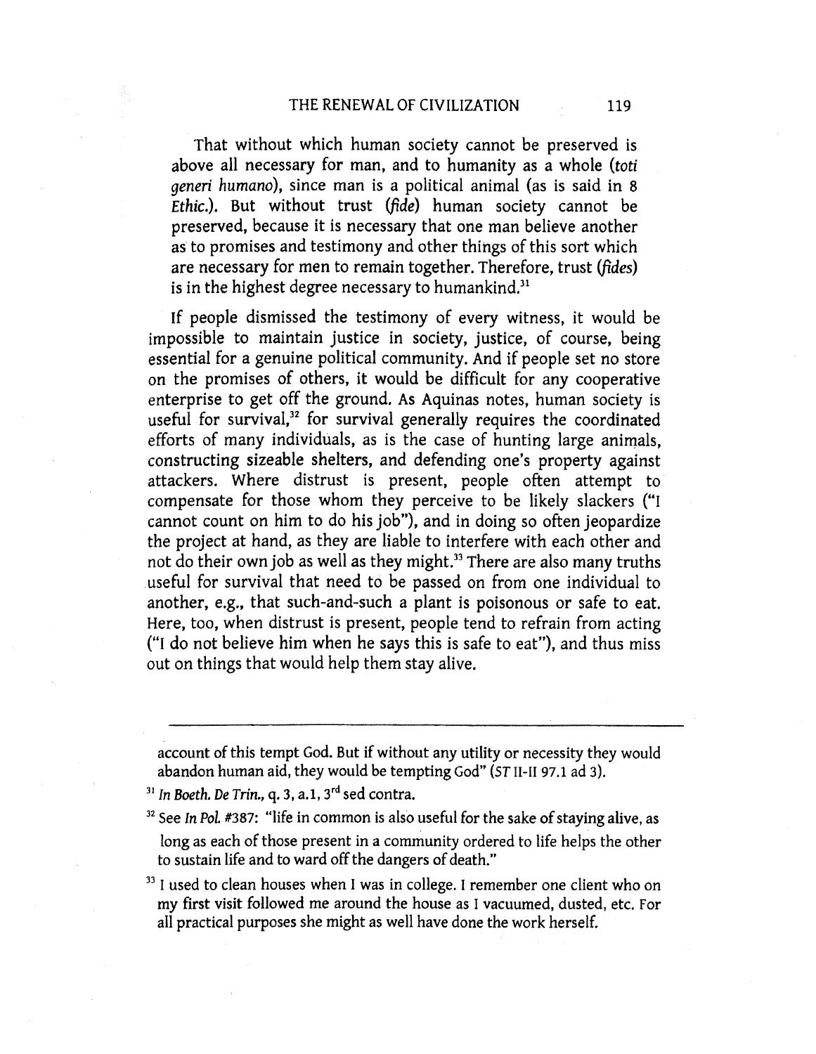> That without which human society cannot be preserved is above all necessary for man, and to humanity as a whole (*toti generi humano*), since man is a political animal (as is said in 8 *Ethic.*). But without trust (*fide*) human society cannot be preserved, because it is necessary that one man believe another as to promises and testimony and other things of this sort which are necessary for men to remain together. Therefore, trust (*fides*) is in the highest degree necessary to humankind.[31]

If people dismissed the testimony of every witness, it would be impossible to maintain justice in society, justice, of course, being essential for a genuine political community. And if people set no store on the promises of others, it would be difficult for any cooperative enterprise to get off the ground. As Aquinas notes, human society is useful for survival,[32] for survival generally requires the coordinated efforts of many individuals, as is the case of hunting large animals, constructing sizeable shelters, and defending one's property against attackers. Where distrust is present, people often attempt to compensate for those whom they perceive to be likely slackers ("I cannot count on him to do his job"), and in doing so often jeopardize the project at hand, as they are liable to interfere with each other and not do their own job as well as they might.[33] There are also many truths useful for survival that need to be passed on from one individual to another, e.g., that such-and-such a plant is poisonous or safe to eat. Here, too, when distrust is present, people tend to refrain from acting ("I do not believe him when he says this is safe to eat"), and thus miss out on things that would help them stay alive.

---

account of this tempt God. But if without any utility or necessity they would abandon human aid, they would be tempting God" (*ST* II-II 97.1 ad 3).

[31] *In Boeth. De Trin.*, q. 3, a.1, 3rd sed contra.

[32] See *In Pol.* #387: "life in common is also useful for the sake of staying alive, as long as each of those present in a community ordered to life helps the other to sustain life and to ward off the dangers of death."

[33] I used to clean houses when I was in college. I remember one client who on my first visit followed me around the house as I vacuumed, dusted, etc. For all practical purposes she might as well have done the work herself.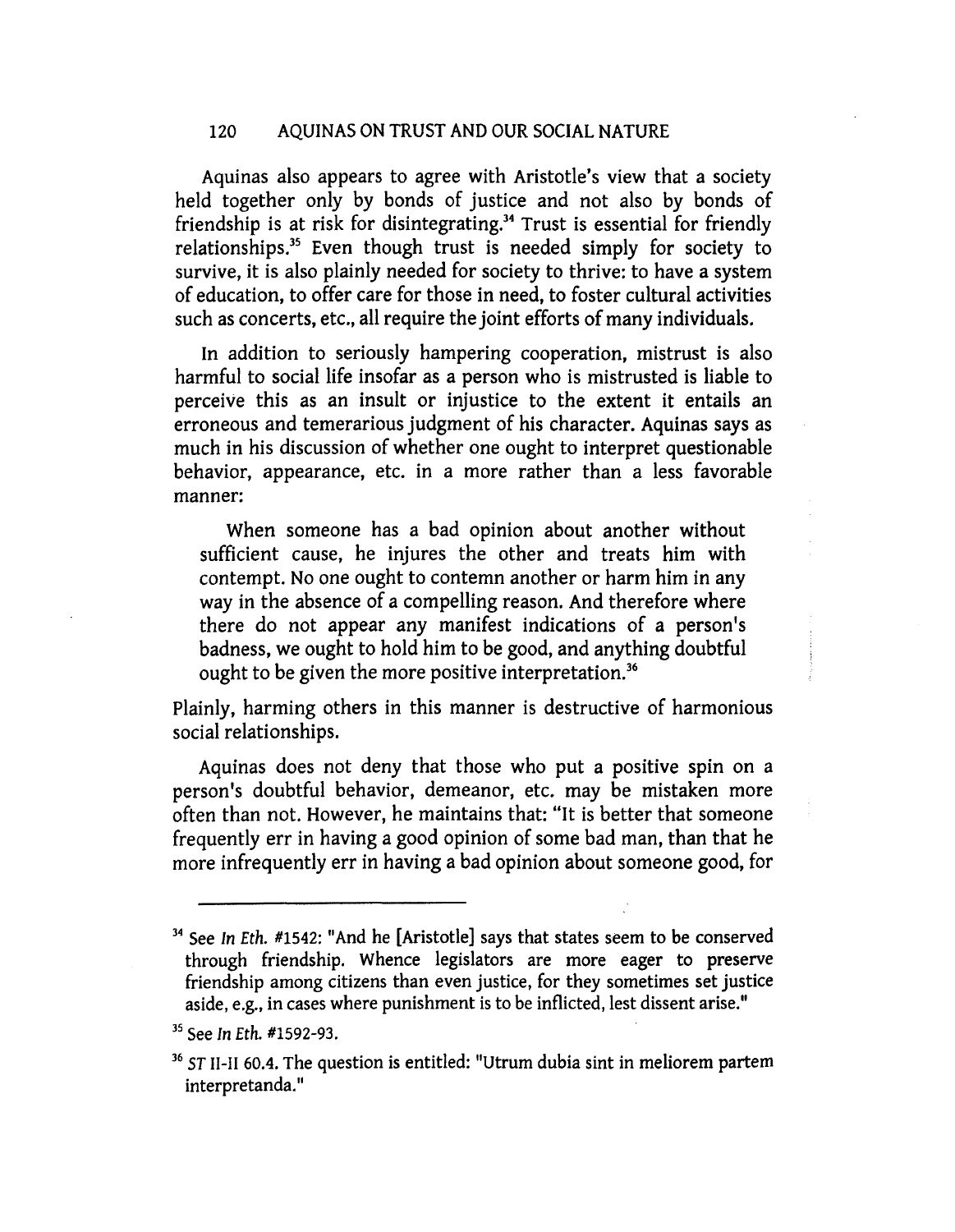Aquinas also appears to agree with Aristotle's view that a society held together only by bonds of justice and not also by bonds of friendship is at risk for disintegrating.[34] Trust is essential for friendly relationships.[35] Even though trust is needed simply for society to survive, it is also plainly needed for society to thrive: to have a system of education, to offer care for those in need, to foster cultural activities such as concerts, etc., all require the joint efforts of many individuals.

In addition to seriously hampering cooperation, mistrust is also harmful to social life insofar as a person who is mistrusted is liable to perceive this as an insult or injustice to the extent it entails an erroneous and temerarious judgment of his character. Aquinas says as much in his discussion of whether one ought to interpret questionable behavior, appearance, etc. in a more rather than a less favorable manner:

> When someone has a bad opinion about another without sufficient cause, he injures the other and treats him with contempt. No one ought to contemn another or harm him in any way in the absence of a compelling reason. And therefore where there do not appear any manifest indications of a person's badness, we ought to hold him to be good, and anything doubtful ought to be given the more positive interpretation.[36]

Plainly, harming others in this manner is destructive of harmonious social relationships.

Aquinas does not deny that those who put a positive spin on a person's doubtful behavior, demeanor, etc. may be mistaken more often than not. However, he maintains that: "It is better that someone frequently err in having a good opinion of some bad man, than that he more infrequently err in having a bad opinion about someone good, for

---

[34] See *In Eth.* #1542: "And he [Aristotle] says that states seem to be conserved through friendship. Whence legislators are more eager to preserve friendship among citizens than even justice, for they sometimes set justice aside, e.g., in cases where punishment is to be inflicted, lest dissent arise."

[35] See *In Eth.* #1592-93.

[36] *ST* II-II 60.4. The question is entitled: "Utrum dubia sint in meliorem partem interpretanda."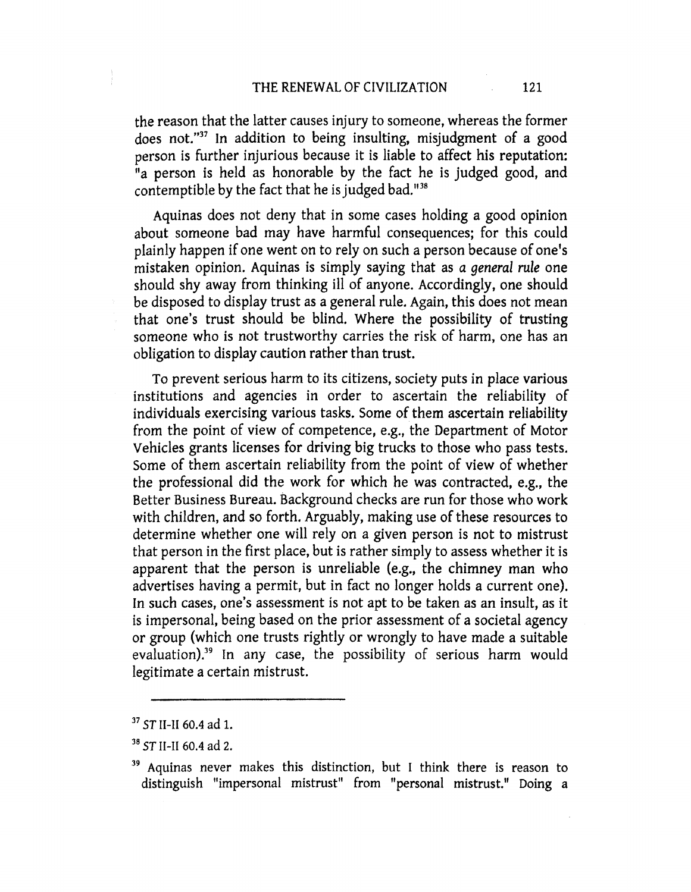the reason that the latter causes injury to someone, whereas the former does not."[37] In addition to being insulting, misjudgment of a good person is further injurious because it is liable to affect his reputation: "a person is held as honorable by the fact he is judged good, and contemptible by the fact that he is judged bad."[38]

Aquinas does not deny that in some cases holding a good opinion about someone bad may have harmful consequences; for this could plainly happen if one went on to rely on such a person because of one's mistaken opinion. Aquinas is simply saying that as *a general rule* one should shy away from thinking ill of anyone. Accordingly, one should be disposed to display trust as a general rule. Again, this does not mean that one's trust should be blind. Where the possibility of trusting someone who is not trustworthy carries the risk of harm, one has an obligation to display caution rather than trust.

To prevent serious harm to its citizens, society puts in place various institutions and agencies in order to ascertain the reliability of individuals exercising various tasks. Some of them ascertain reliability from the point of view of competence, e.g., the Department of Motor Vehicles grants licenses for driving big trucks to those who pass tests. Some of them ascertain reliability from the point of view of whether the professional did the work for which he was contracted, e.g., the Better Business Bureau. Background checks are run for those who work with children, and so forth. Arguably, making use of these resources to determine whether one will rely on a given person is not to mistrust that person in the first place, but is rather simply to assess whether it is apparent that the person is unreliable (e.g., the chimney man who advertises having a permit, but in fact no longer holds a current one). In such cases, one's assessment is not apt to be taken as an insult, as it is impersonal, being based on the prior assessment of a societal agency or group (which one trusts rightly or wrongly to have made a suitable evaluation).[39] In any case, the possibility of serious harm would legitimate a certain mistrust.

---

[37] *ST* II-II 60.4 ad 1.

[38] *ST* II-II 60.4 ad 2.

[39] Aquinas never makes this distinction, but I think there is reason to distinguish "impersonal mistrust" from "personal mistrust." Doing a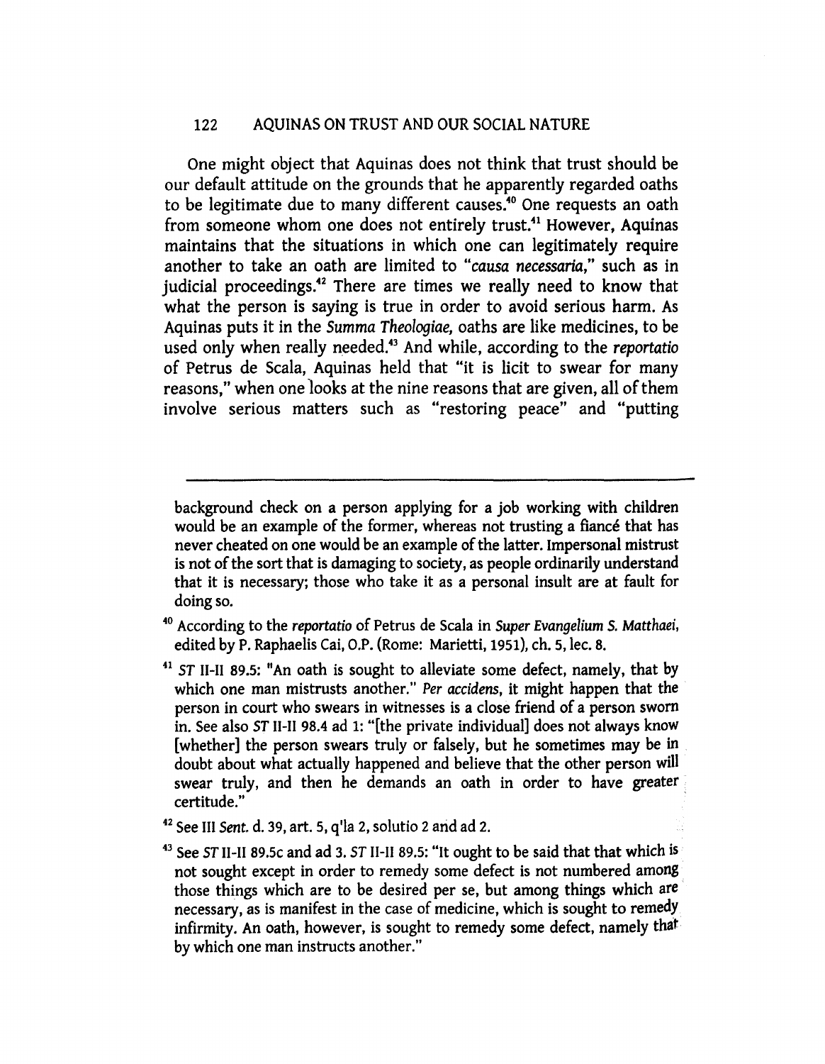One might object that Aquinas does not think that trust should be our default attitude on the grounds that he apparently regarded oaths to be legitimate due to many different causes.[40] One requests an oath from someone whom one does not entirely trust.[41] However, Aquinas maintains that the situations in which one can legitimately require another to take an oath are limited to "*causa necessaria*," such as in judicial proceedings.[42] There are times we really need to know that what the person is saying is true in order to avoid serious harm. As Aquinas puts it in the *Summa Theologiae*, oaths are like medicines, to be used only when really needed.[43] And while, according to the *reportatio* of Petrus de Scala, Aquinas held that "it is licit to swear for many reasons," when one looks at the nine reasons that are given, all of them involve serious matters such as "restoring peace" and "putting

---

background check on a person applying for a job working with children would be an example of the former, whereas not trusting a fiancé that has never cheated on one would be an example of the latter. Impersonal mistrust is not of the sort that is damaging to society, as people ordinarily understand that it is necessary; those who take it as a personal insult are at fault for doing so.

[40] According to the *reportatio* of Petrus de Scala in *Super Evangelium S. Matthaei*, edited by P. Raphaelis Cai, O.P. (Rome: Marietti, 1951), ch. 5, lec. 8.

[41] *ST* II-II 89.5: "An oath is sought to alleviate some defect, namely, that by which one man mistrusts another." *Per accidens*, it might happen that the person in court who swears in witnesses is a close friend of a person sworn in. See also *ST* II-II 98.4 ad 1: "[the private individual] does not always know [whether] the person swears truly or falsely, but he sometimes may be in doubt about what actually happened and believe that the other person will swear truly, and then he demands an oath in order to have greater certitude."

[42] See III *Sent.* d. 39, art. 5, q'la 2, solutio 2 and ad 2.

[43] See *ST* II-II 89.5c and ad 3. *ST* II-II 89.5: "It ought to be said that that which is not sought except in order to remedy some defect is not numbered among those things which are to be desired per se, but among things which are necessary, as is manifest in the case of medicine, which is sought to remedy infirmity. An oath, however, is sought to remedy some defect, namely that by which one man instructs another."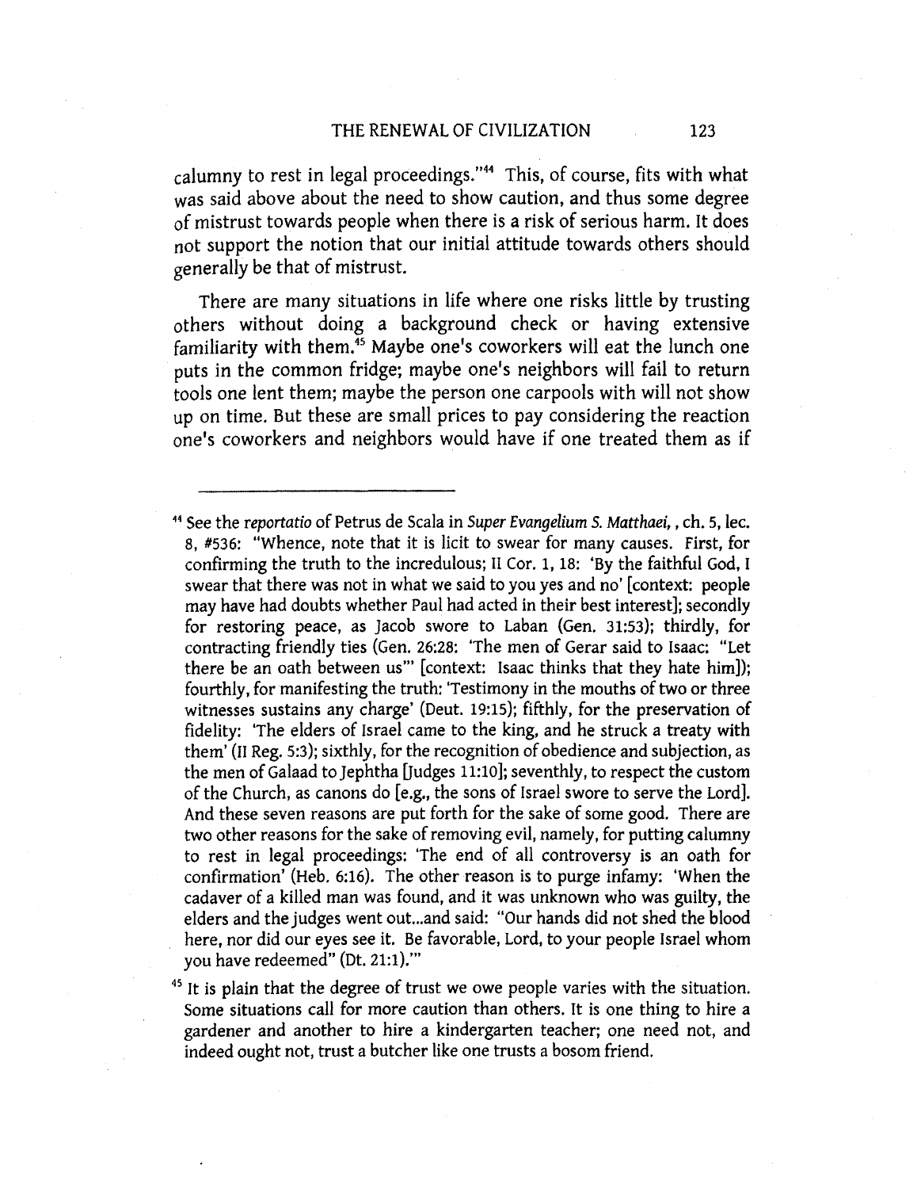calumny to rest in legal proceedings."[44] This, of course, fits with what was said above about the need to show caution, and thus some degree of mistrust towards people when there is a risk of serious harm. It does not support the notion that our initial attitude towards others should generally be that of mistrust.

There are many situations in life where one risks little by trusting others without doing a background check or having extensive familiarity with them.[45] Maybe one's coworkers will eat the lunch one puts in the common fridge; maybe one's neighbors will fail to return tools one lent them; maybe the person one carpools with will not show up on time. But these are small prices to pay considering the reaction one's coworkers and neighbors would have if one treated them as if

---

[44] See the *reportatio* of Petrus de Scala in *Super Evangelium S. Matthaei*, , ch. 5, lec. 8, #536: "Whence, note that it is licit to swear for many causes. First, for confirming the truth to the incredulous; II Cor. 1, 18: 'By the faithful God, I swear that there was not in what we said to you yes and no' [context: people may have had doubts whether Paul had acted in their best interest]; secondly for restoring peace, as Jacob swore to Laban (Gen. 31:53); thirdly, for contracting friendly ties (Gen. 26:28: 'The men of Gerar said to Isaac: "Let there be an oath between us"' [context: Isaac thinks that they hate him]); fourthly, for manifesting the truth: 'Testimony in the mouths of two or three witnesses sustains any charge' (Deut. 19:15); fifthly, for the preservation of fidelity: 'The elders of Israel came to the king, and he struck a treaty with them' (II Reg. 5:3); sixthly, for the recognition of obedience and subjection, as the men of Galaad to Jephtha [Judges 11:10]; seventhly, to respect the custom of the Church, as canons do [e.g., the sons of Israel swore to serve the Lord]. And these seven reasons are put forth for the sake of some good. There are two other reasons for the sake of removing evil, namely, for putting calumny to rest in legal proceedings: 'The end of all controversy is an oath for confirmation' (Heb. 6:16). The other reason is to purge infamy: 'When the cadaver of a killed man was found, and it was unknown who was guilty, the elders and the judges went out...and said: "Our hands did not shed the blood here, nor did our eyes see it. Be favorable, Lord, to your people Israel whom you have redeemed" (Dt. 21:1).'"

[45] It is plain that the degree of trust we owe people varies with the situation. Some situations call for more caution than others. It is one thing to hire a gardener and another to hire a kindergarten teacher; one need not, and indeed ought not, trust a butcher like one trusts a bosom friend.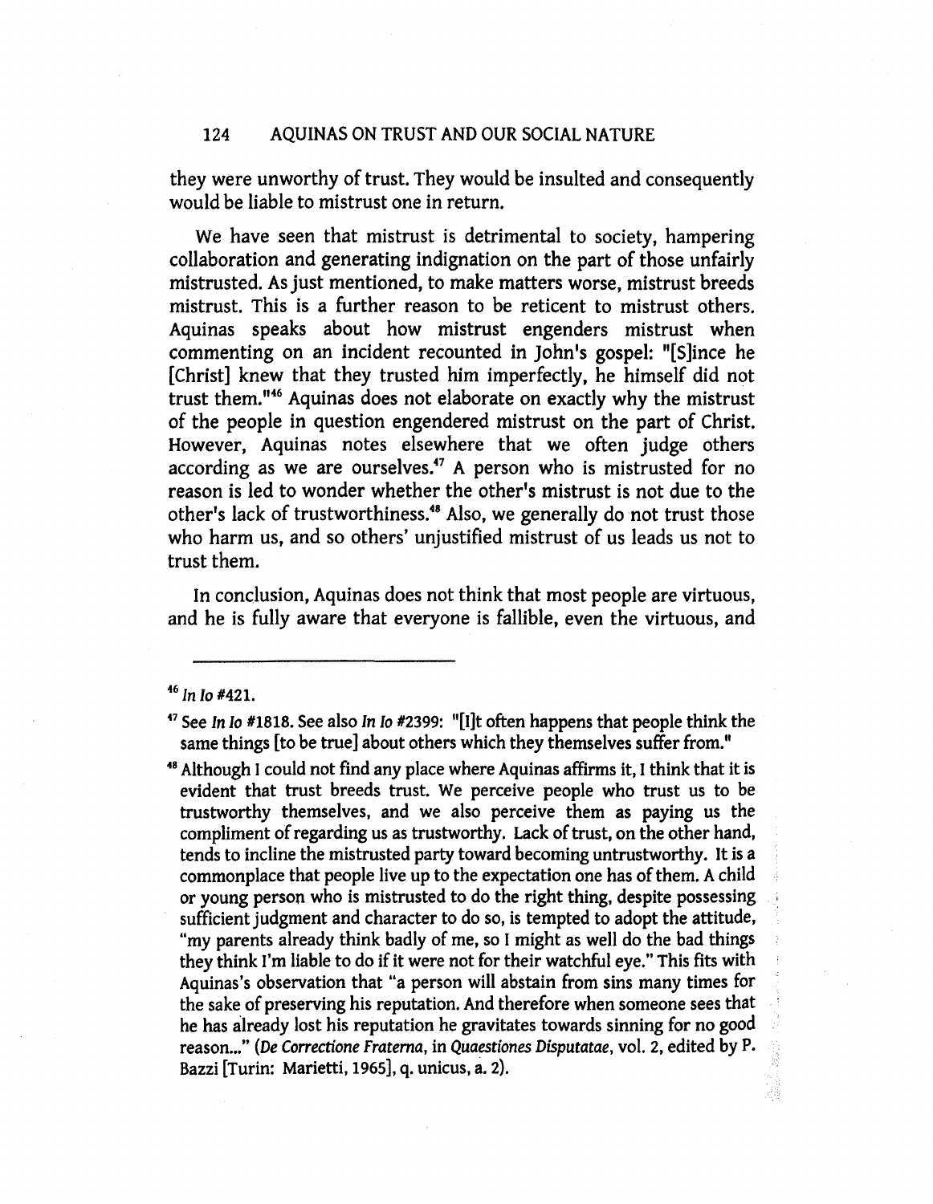they were unworthy of trust. They would be insulted and consequently would be liable to mistrust one in return.

We have seen that mistrust is detrimental to society, hampering collaboration and generating indignation on the part of those unfairly mistrusted. As just mentioned, to make matters worse, mistrust breeds mistrust. This is a further reason to be reticent to mistrust others. Aquinas speaks about how mistrust engenders mistrust when commenting on an incident recounted in John's gospel: "[S]ince he [Christ] knew that they trusted him imperfectly, he himself did not trust them."[46] Aquinas does not elaborate on exactly why the mistrust of the people in question engendered mistrust on the part of Christ. However, Aquinas notes elsewhere that we often judge others according as we are ourselves.[47] A person who is mistrusted for no reason is led to wonder whether the other's mistrust is not due to the other's lack of trustworthiness.[48] Also, we generally do not trust those who harm us, and so others' unjustified mistrust of us leads us not to trust them.

In conclusion, Aquinas does not think that most people are virtuous, and he is fully aware that everyone is fallible, even the virtuous, and

---

[46] *In Io* #421.

[47] See *In Io* #1818. See also *In Io* #2399: "[I]t often happens that people think the same things [to be true] about others which they themselves suffer from."

[48] Although I could not find any place where Aquinas affirms it, I think that it is evident that trust breeds trust. We perceive people who trust us to be trustworthy themselves, and we also perceive them as paying us the compliment of regarding us as trustworthy. Lack of trust, on the other hand, tends to incline the mistrusted party toward becoming untrustworthy. It is a commonplace that people live up to the expectation one has of them. A child or young person who is mistrusted to do the right thing, despite possessing sufficient judgment and character to do so, is tempted to adopt the attitude, "my parents already think badly of me, so I might as well do the bad things they think I'm liable to do if it were not for their watchful eye." This fits with Aquinas's observation that "a person will abstain from sins many times for the sake of preserving his reputation. And therefore when someone sees that he has already lost his reputation he gravitates towards sinning for no good reason..." (*De Correctione Fraterna*, in *Quaestiones Disputatae*, vol. 2, edited by P. Bazzi [Turin: Marietti, 1965], q. unicus, a. 2).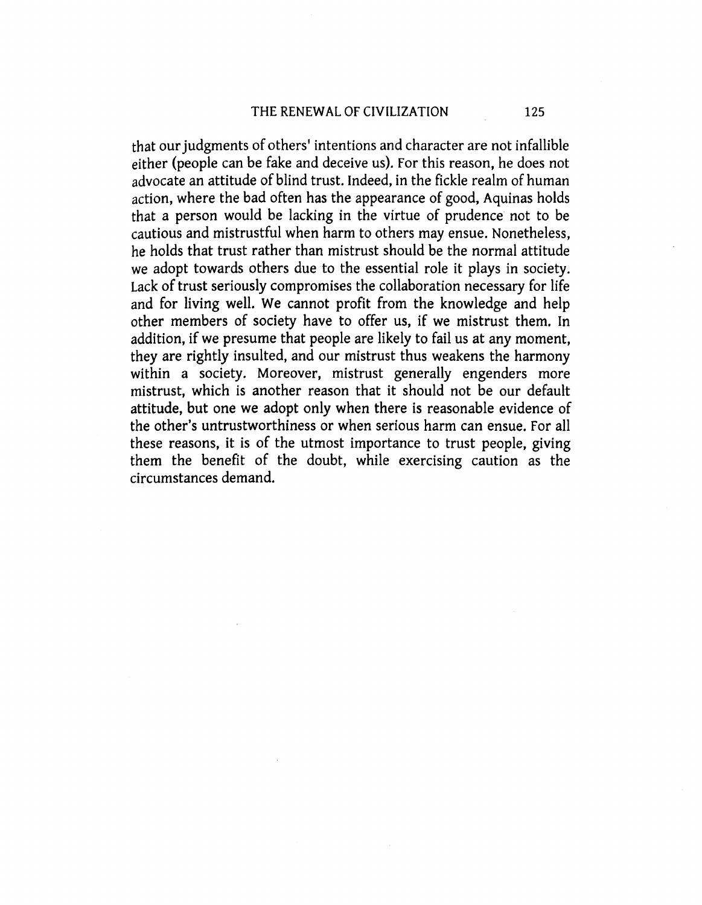that our judgments of others' intentions and character are not infallible either (people can be fake and deceive us). For this reason, he does not advocate an attitude of blind trust. Indeed, in the fickle realm of human action, where the bad often has the appearance of good, Aquinas holds that a person would be lacking in the virtue of prudence not to be cautious and mistrustful when harm to others may ensue. Nonetheless, he holds that trust rather than mistrust should be the normal attitude we adopt towards others due to the essential role it plays in society. Lack of trust seriously compromises the collaboration necessary for life and for living well. We cannot profit from the knowledge and help other members of society have to offer us, if we mistrust them. In addition, if we presume that people are likely to fail us at any moment, they are rightly insulted, and our mistrust thus weakens the harmony within a society. Moreover, mistrust generally engenders more mistrust, which is another reason that it should not be our default attitude, but one we adopt only when there is reasonable evidence of the other's untrustworthiness or when serious harm can ensue. For all these reasons, it is of the utmost importance to trust people, giving them the benefit of the doubt, while exercising caution as the circumstances demand.